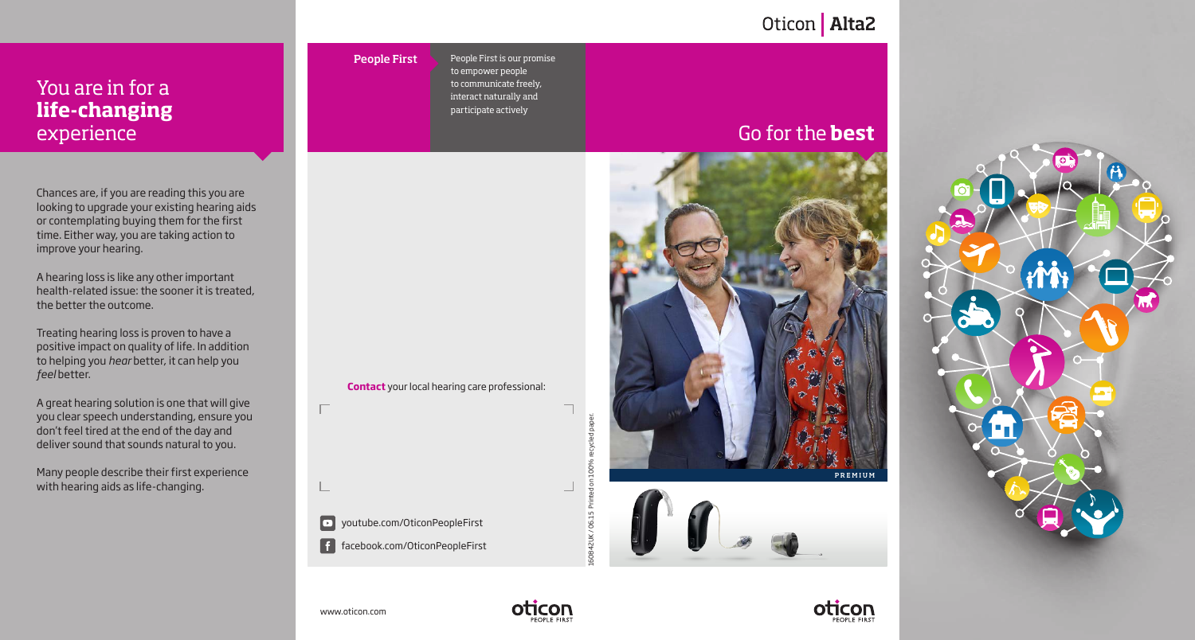# You are in for a **life-changing** experience

Chances are, if you are reading this you are looking to upgrade your existing hearing aids or contemplating buying them for the first time. Either way, you are taking action to improve your hearing.

A hearing loss is like any other important health-related issue: the sooner it is treated, the better the outcome.

Treating hearing loss is proven to have a positive impact on quality of life. In addition to helping you *hear* better, it can help you *feel* better.

A great hearing solution is one that will give you clear speech understanding, ensure you don't feel tired at the end of the day and deliver sound that sounds natural to you.

Many people describe their first experience with hearing aids as life-changing.

**People First**

People First is our promise to empower people to communicate freely, interact naturally and participate actively

**Contact** your local hearing care professional:

youtube.com/OticonPeopleFirst

facebook.com/OticonPeopleFirst

160842UK / 06.15 Printed on 100% recycled paper.

www.oticon.com

oticon PEOPLE FIRST

Oticon | **Alta2**

# Go for the **best**

PREMIUM

oticon PEOPLE FIRST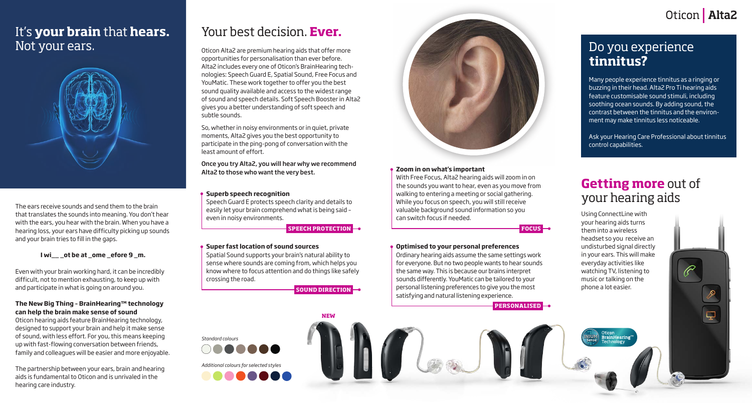# It's **your brain** that **hears.** Not your ears.

The ears receive sounds and send them to the brain that translates the sounds into meaning. You don't hear with the ears, you hear with the brain. When you have a hearing loss, your ears have difficulty picking up sounds and your brain tries to fill in the gaps.

**I wi__ _ot be at _ome _efore 9 _m.**

Even with your brain working hard, it can be incredibly difficult, not to mention exhausting, to keep up with and participate in what is going on around you.

**The New Big Thing – BrainHearing™ technology can help the brain make sense of sound**

Oticon hearing aids feature BrainHearing technology, designed to support your brain and help it make sense of sound, with less effort. For you, this means keeping up with fast-flowing conversation between friends, family and colleagues will be easier and more enjoyable.

The partnership between your ears, brain and hearing aids is fundamental to Oticon and is unrivaled in the hearing care industry.

# Your best decision. **Ever.**

Oticon Alta2 are premium hearing aids that offer more opportunities for personalisation than ever before. Alta2 includes every one of Oticon's BrainHearing technologies: Speech Guard E, Spatial Sound, Free Focus and YouMatic. These work together to offer you the best sound quality available and access to the widest range of sound and speech details. Soft Speech Booster in Alta2 gives you a better understanding of soft speech and subtle sounds.

So, whether in noisy environments or in quiet, private moments, Alta2 gives you the best opportunity to participate in the ping-pong of conversation with the least amount of effort.

Once you try Alta2, you will hear why we recommend Alta2 to those who want the very best.

**Superb speech recognition**

Speech Guard E protects speech clarity and details to easily let your brain comprehend what is being said – even in noisy environments.

**SPEECH PROTECTION**

**Super fast location of sound sources**

Spatial Sound supports your brain's natural ability to sense where sounds are coming from, which helps you know where to focus attention and do things like safely crossing the road.

**SOUND DIRECTION**

**Zoom in on what's important**

With Free Focus, Alta2 hearing aids will zoom in on the sounds you want to hear, even as you move from walking to entering a meeting or social gathering. While you focus on speech, you will still receive valuable background sound information so you can switch focus if needed.

**FOCUS**

**Optimised to your personal preferences**

Ordinary hearing aids assume the same settings work for everyone. But no two people wants to hear sounds the same way. This is because our brains interpret sounds differently. YouMatic can be tailored to your personal listening preferences to give you the most satisfying and natural listening experience.

**PERSONALISED**

*Standard colours*

*Additional colours for selected styles*

**NEW**

Oticon | **Alta2**

# Do you experience **tinnitus?**

Many people experience tinnitus as a ringing or buzzing in their head. Alta2 Pro Ti hearing aids feature customisable sound stimuli, including soothing ocean sounds. By adding sound, the contrast between the tinnitus and the environment may make tinnitus less noticeable.

Ask your Hearing Care Professional about tinnitus control capabilities.

# **Getting more** out of your hearing aids

Using ConnectLine with your hearing aids turns them into a wireless headset so you receive an undisturbed signal directly in your ears. This will make everyday activities like watching TV, listening to music or talking on the phone a lot easier.

INIUM Sense | Oticon BrainHearing™ Technology